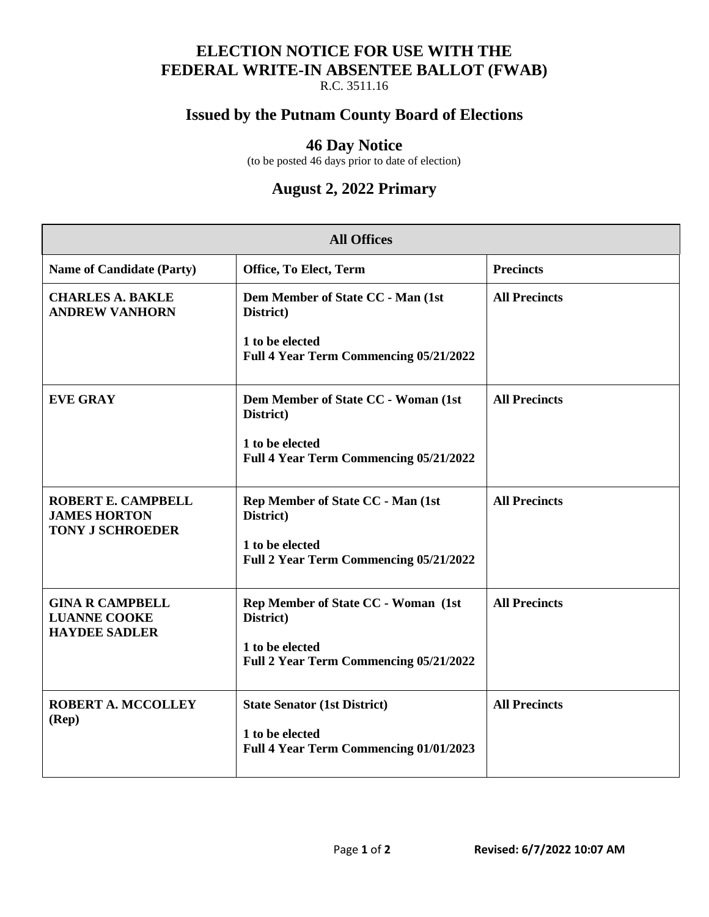# ELECTION NOTICE FOR USE WITH THE FEDERAL WRITE-IN ABSENTEE BALLOT (FWAB)

R.C. 3511.16

## Issued by the Putnam County Board of Elections

## 46 Day Notice

(to be posted 46 days prior to date of election)

## August 2, 2022 Primary

| All Offices | | |
|---|---|---|
| **Name of Candidate (Party)** | **Office, To Elect, Term** | **Precincts** |
| **CHARLES A. BAKLE**<br>**ANDREW VANHORN** | **Dem Member of State CC - Man (1st District)**<br><br>**1 to be elected**<br>**Full 4 Year Term Commencing 05/21/2022** | **All Precincts** |
| **EVE GRAY** | **Dem Member of State CC - Woman (1st District)**<br><br>**1 to be elected**<br>**Full 4 Year Term Commencing 05/21/2022** | **All Precincts** |
| **ROBERT E. CAMPBELL**<br>**JAMES HORTON**<br>**TONY J SCHROEDER** | **Rep Member of State CC - Man (1st District)**<br><br>**1 to be elected**<br>**Full 2 Year Term Commencing 05/21/2022** | **All Precincts** |
| **GINA R CAMPBELL**<br>**LUANNE COOKE**<br>**HAYDEE SADLER** | **Rep Member of State CC - Woman (1st District)**<br><br>**1 to be elected**<br>**Full 2 Year Term Commencing 05/21/2022** | **All Precincts** |
| **ROBERT A. MCCOLLEY (Rep)** | **State Senator (1st District)**<br><br>**1 to be elected**<br>**Full 4 Year Term Commencing 01/01/2023** | **All Precincts** |

**Revised: 6/7/2022 10:07 AM**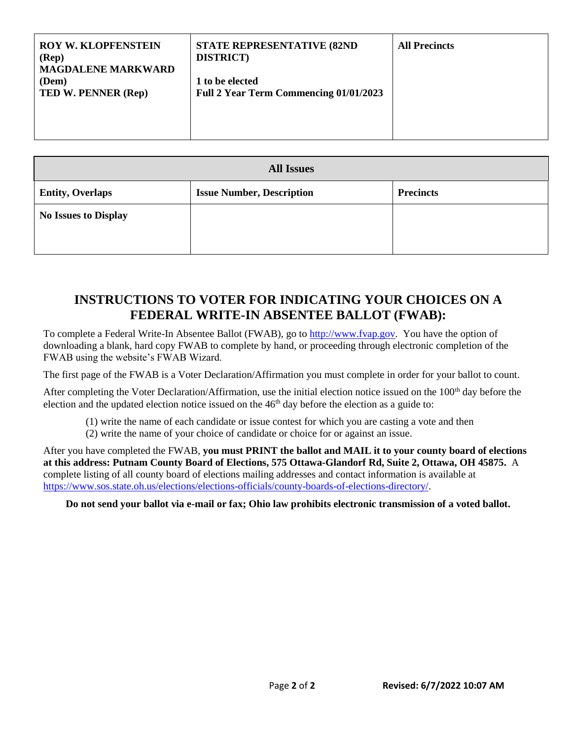| | | |
|---|---|---|
| **ROY W. KLOPFENSTEIN (Rep)**<br>**MAGDALENE MARKWARD (Dem)**<br>**TED W. PENNER (Rep)** | **STATE REPRESENTATIVE (82ND DISTRICT)**<br><br>**1 to be elected**<br>**Full 2 Year Term Commencing 01/01/2023** | **All Precincts** |

| **All Issues** | | |
|---|---|---|
| **Entity, Overlaps** | **Issue Number, Description** | **Precincts** |
| **No Issues to Display** | | |

## INSTRUCTIONS TO VOTER FOR INDICATING YOUR CHOICES ON A FEDERAL WRITE-IN ABSENTEE BALLOT (FWAB):

To complete a Federal Write-In Absentee Ballot (FWAB), go to http://www.fvap.gov. You have the option of downloading a blank, hard copy FWAB to complete by hand, or proceeding through electronic completion of the FWAB using the website's FWAB Wizard.

The first page of the FWAB is a Voter Declaration/Affirmation you must complete in order for your ballot to count.

After completing the Voter Declaration/Affirmation, use the initial election notice issued on the 100th day before the election and the updated election notice issued on the 46th day before the election as a guide to:

(1) write the name of each candidate or issue contest for which you are casting a vote and then
(2) write the name of your choice of candidate or choice for or against an issue.

After you have completed the FWAB, **you must PRINT the ballot and MAIL it to your county board of elections at this address: Putnam County Board of Elections, 575 Ottawa-Glandorf Rd, Suite 2, Ottawa, OH 45875.** A complete listing of all county board of elections mailing addresses and contact information is available at https://www.sos.state.oh.us/elections/elections-officials/county-boards-of-elections-directory/.

**Do not send your ballot via e-mail or fax; Ohio law prohibits electronic transmission of a voted ballot.**

**Revised: 6/7/2022 10:07 AM**